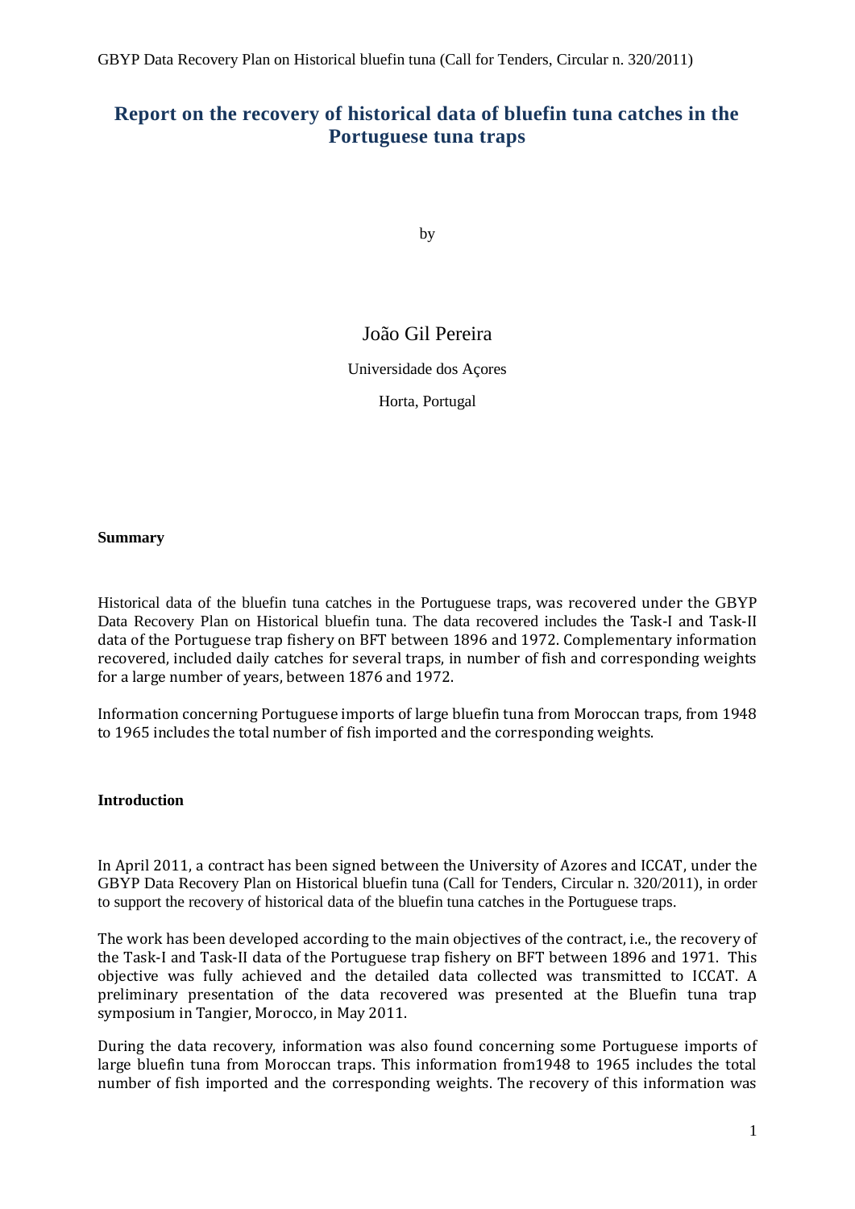# Report on the recovery of historical data of bluefin tuna catches in the Portuguese tuna traps

by

João Gil Pereira

Universidade dos Açores

Horta, Portugal

**Summary**

Historical data of the bluefin tuna catches in the Portuguese traps, was recovered under the GBYP Data Recovery Plan on Historical bluefin tuna. The data recovered includes the Task-I and Task-II data of the Portuguese trap fishery on BFT between 1896 and 1972. Complementary information recovered, included daily catches for several traps, in number of fish and corresponding weights for a large number of years, between 1876 and 1972.

Information concerning Portuguese imports of large bluefin tuna from Moroccan traps, from 1948 to 1965 includes the total number of fish imported and the corresponding weights.

**Introduction**

In April 2011, a contract has been signed between the University of Azores and ICCAT, under the GBYP Data Recovery Plan on Historical bluefin tuna (Call for Tenders, Circular n. 320/2011), in order to support the recovery of historical data of the bluefin tuna catches in the Portuguese traps.

The work has been developed according to the main objectives of the contract, i.e., the recovery of the Task-I and Task-II data of the Portuguese trap fishery on BFT between 1896 and 1971. This objective was fully achieved and the detailed data collected was transmitted to ICCAT. A preliminary presentation of the data recovered was presented at the Bluefin tuna trap symposium in Tangier, Morocco, in May 2011.

During the data recovery, information was also found concerning some Portuguese imports of large bluefin tuna from Moroccan traps. This information from1948 to 1965 includes the total number of fish imported and the corresponding weights. The recovery of this information was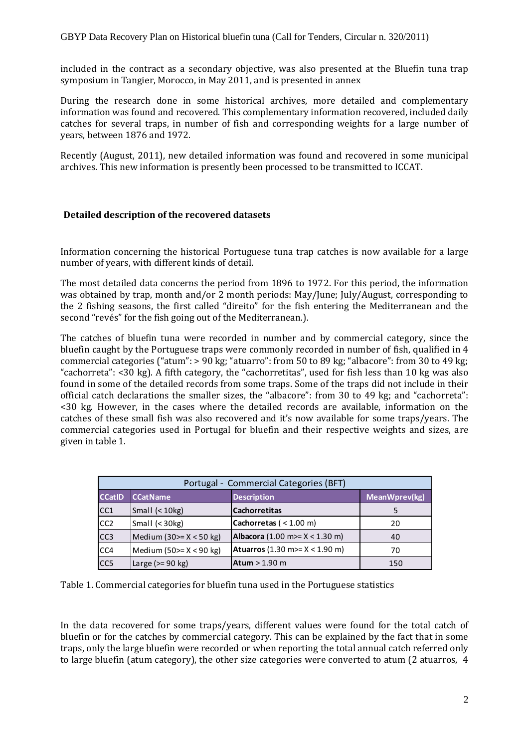included in the contract as a secondary objective, was also presented at the Bluefin tuna trap symposium in Tangier, Morocco, in May 2011, and is presented in annex

During the research done in some historical archives, more detailed and complementary information was found and recovered. This complementary information recovered, included daily catches for several traps, in number of fish and corresponding weights for a large number of years, between 1876 and 1972.

Recently (August, 2011), new detailed information was found and recovered in some municipal archives. This new information is presently been processed to be transmitted to ICCAT.

## Detailed description of the recovered datasets

Information concerning the historical Portuguese tuna trap catches is now available for a large number of years, with different kinds of detail.

The most detailed data concerns the period from 1896 to 1972. For this period, the information was obtained by trap, month and/or 2 month periods: May/June; July/August, corresponding to the 2 fishing seasons, the first called "direito" for the fish entering the Mediterranean and the second "revés" for the fish going out of the Mediterranean.).

The catches of bluefin tuna were recorded in number and by commercial category, since the bluefin caught by the Portuguese traps were commonly recorded in number of fish, qualified in 4 commercial categories ("atum": > 90 kg; "atuarro": from 50 to 89 kg; "albacore": from 30 to 49 kg; "cachorreta": <30 kg). A fifth category, the "cachorretitas", used for fish less than 10 kg was also found in some of the detailed records from some traps. Some of the traps did not include in their official catch declarations the smaller sizes, the "albacore": from 30 to 49 kg; and "cachorreta": <30 kg. However, in the cases where the detailed records are available, information on the catches of these small fish was also recovered and it's now available for some traps/years. The commercial categories used in Portugal for bluefin and their respective weights and sizes, are given in table 1.

| Portugal - Commercial Categories (BFT) | | | |
|---|---|---|---|
| **CCatID** | **CCatName** | **Description** | **MeanWprev(kg)** |
| CC1 | Small (< 10kg) | **Cachorretitas** | 5 |
| CC2 | Small (< 30kg) | **Cachorretas** ( < 1.00 m) | 20 |
| CC3 | Medium (30>= X < 50 kg) | **Albacora** (1.00 m>= X < 1.30 m) | 40 |
| CC4 | Medium (50>= X < 90 kg) | **Atuarros** (1.30 m>= X < 1.90 m) | 70 |
| CC5 | Large (>= 90 kg) | **Atum** > 1.90 m | 150 |

Table 1. Commercial categories for bluefin tuna used in the Portuguese statistics

In the data recovered for some traps/years, different values were found for the total catch of bluefin or for the catches by commercial category. This can be explained by the fact that in some traps, only the large bluefin were recorded or when reporting the total annual catch referred only to large bluefin (atum category), the other size categories were converted to atum (2 atuarros, 4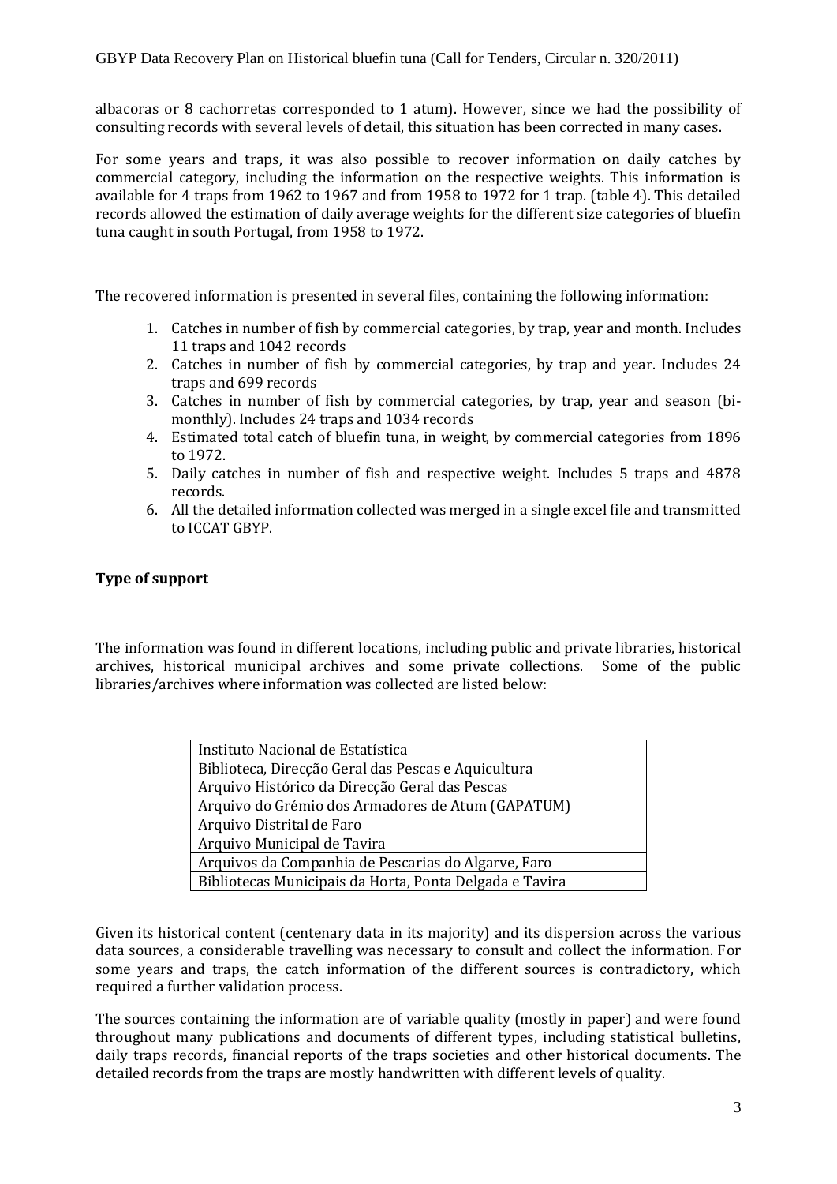albacoras or 8 cachorretas corresponded to 1 atum). However, since we had the possibility of consulting records with several levels of detail, this situation has been corrected in many cases.

For some years and traps, it was also possible to recover information on daily catches by commercial category, including the information on the respective weights. This information is available for 4 traps from 1962 to 1967 and from 1958 to 1972 for 1 trap. (table 4). This detailed records allowed the estimation of daily average weights for the different size categories of bluefin tuna caught in south Portugal, from 1958 to 1972.

The recovered information is presented in several files, containing the following information:

1. Catches in number of fish by commercial categories, by trap, year and month. Includes 11 traps and 1042 records
2. Catches in number of fish by commercial categories, by trap and year. Includes 24 traps and 699 records
3. Catches in number of fish by commercial categories, by trap, year and season (bi-monthly). Includes 24 traps and 1034 records
4. Estimated total catch of bluefin tuna, in weight, by commercial categories from 1896 to 1972.
5. Daily catches in number of fish and respective weight. Includes 5 traps and 4878 records.
6. All the detailed information collected was merged in a single excel file and transmitted to ICCAT GBYP.

## Type of support

The information was found in different locations, including public and private libraries, historical archives, historical municipal archives and some private collections. Some of the public libraries/archives where information was collected are listed below:

| Instituto Nacional de Estatística |
|---|
| Biblioteca, Direcção Geral das Pescas e Aquicultura |
| Arquivo Histórico da Direcção Geral das Pescas |
| Arquivo do Grémio dos Armadores de Atum (GAPATUM) |
| Arquivo Distrital de Faro |
| Arquivo Municipal de Tavira |
| Arquivos da Companhia de Pescarias do Algarve, Faro |
| Bibliotecas Municipais da Horta, Ponta Delgada e Tavira |

Given its historical content (centenary data in its majority) and its dispersion across the various data sources, a considerable travelling was necessary to consult and collect the information. For some years and traps, the catch information of the different sources is contradictory, which required a further validation process.

The sources containing the information are of variable quality (mostly in paper) and were found throughout many publications and documents of different types, including statistical bulletins, daily traps records, financial reports of the traps societies and other historical documents. The detailed records from the traps are mostly handwritten with different levels of quality.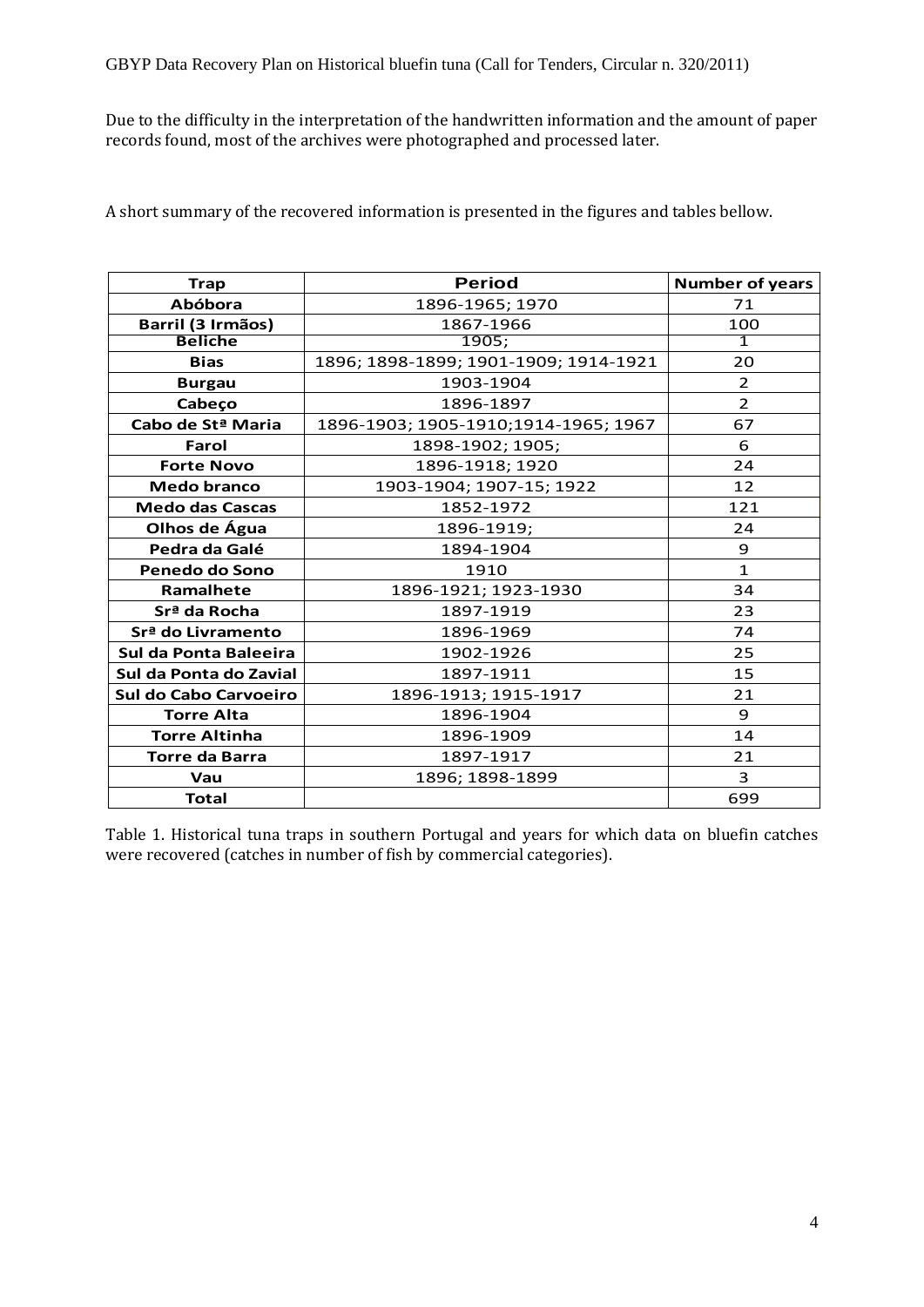Due to the difficulty in the interpretation of the handwritten information and the amount of paper records found, most of the archives were photographed and processed later.

A short summary of the recovered information is presented in the figures and tables bellow.

| Trap | Period | Number of years |
|---|---|---|
| Abóbora | 1896-1965; 1970 | 71 |
| Barril (3 Irmãos) | 1867-1966 | 100 |
| Beliche | 1905; | 1 |
| Bias | 1896; 1898-1899; 1901-1909; 1914-1921 | 20 |
| Burgau | 1903-1904 | 2 |
| Cabeço | 1896-1897 | 2 |
| Cabo de Stª Maria | 1896-1903; 1905-1910;1914-1965; 1967 | 67 |
| Farol | 1898-1902; 1905; | 6 |
| Forte Novo | 1896-1918; 1920 | 24 |
| Medo branco | 1903-1904; 1907-15; 1922 | 12 |
| Medo das Cascas | 1852-1972 | 121 |
| Olhos de Água | 1896-1919; | 24 |
| Pedra da Galé | 1894-1904 | 9 |
| Penedo do Sono | 1910 | 1 |
| Ramalhete | 1896-1921; 1923-1930 | 34 |
| Srª da Rocha | 1897-1919 | 23 |
| Srª do Livramento | 1896-1969 | 74 |
| Sul da Ponta Baleeira | 1902-1926 | 25 |
| Sul da Ponta do Zavial | 1897-1911 | 15 |
| Sul do Cabo Carvoeiro | 1896-1913; 1915-1917 | 21 |
| Torre Alta | 1896-1904 | 9 |
| Torre Altinha | 1896-1909 | 14 |
| Torre da Barra | 1897-1917 | 21 |
| Vau | 1896; 1898-1899 | 3 |
| Total | | 699 |

Table 1. Historical tuna traps in southern Portugal and years for which data on bluefin catches were recovered (catches in number of fish by commercial categories).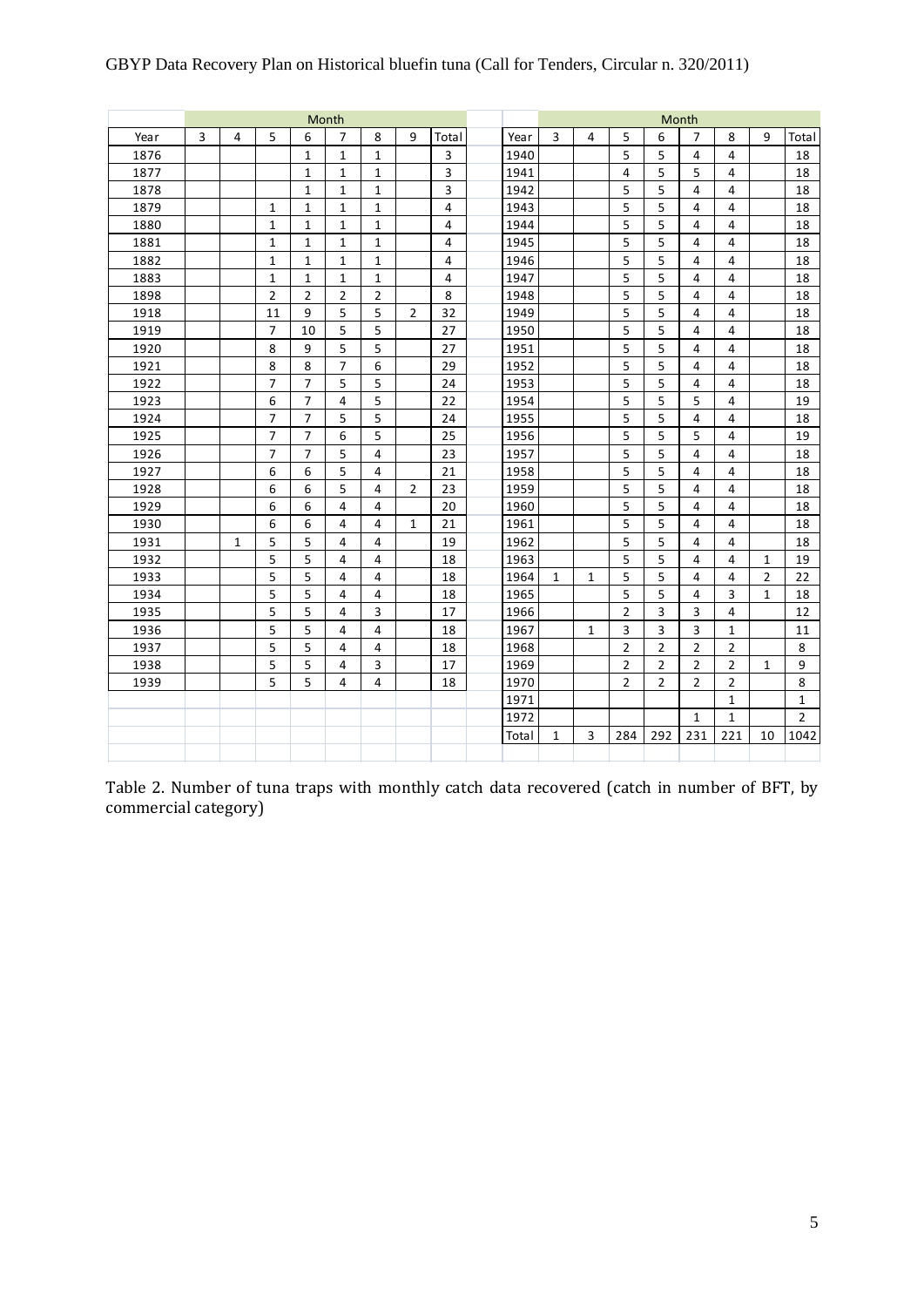| | Month | | | | | | | | | | Month | | | | | | | |
|---|---|---|---|---|---|---|---|---|---|---|---|---|---|---|---|---|---|---|
| Year | 3 | 4 | 5 | 6 | 7 | 8 | 9 | Total | | Year | 3 | 4 | 5 | 6 | 7 | 8 | 9 | Total |
| 1876 | | | | 1 | 1 | 1 | | 3 | | 1940 | | | 5 | 5 | 4 | 4 | | 18 |
| 1877 | | | | 1 | 1 | 1 | | 3 | | 1941 | | | 4 | 5 | 5 | 4 | | 18 |
| 1878 | | | | 1 | 1 | 1 | | 3 | | 1942 | | | 5 | 5 | 4 | 4 | | 18 |
| 1879 | | | 1 | 1 | 1 | 1 | | 4 | | 1943 | | | 5 | 5 | 4 | 4 | | 18 |
| 1880 | | | 1 | 1 | 1 | 1 | | 4 | | 1944 | | | 5 | 5 | 4 | 4 | | 18 |
| 1881 | | | 1 | 1 | 1 | 1 | | 4 | | 1945 | | | 5 | 5 | 4 | 4 | | 18 |
| 1882 | | | 1 | 1 | 1 | 1 | | 4 | | 1946 | | | 5 | 5 | 4 | 4 | | 18 |
| 1883 | | | 1 | 1 | 1 | 1 | | 4 | | 1947 | | | 5 | 5 | 4 | 4 | | 18 |
| 1898 | | | 2 | 2 | 2 | 2 | | 8 | | 1948 | | | 5 | 5 | 4 | 4 | | 18 |
| 1918 | | | 11 | 9 | 5 | 5 | 2 | 32 | | 1949 | | | 5 | 5 | 4 | 4 | | 18 |
| 1919 | | | 7 | 10 | 5 | 5 | | 27 | | 1950 | | | 5 | 5 | 4 | 4 | | 18 |
| 1920 | | | 8 | 9 | 5 | 5 | | 27 | | 1951 | | | 5 | 5 | 4 | 4 | | 18 |
| 1921 | | | 8 | 8 | 7 | 6 | | 29 | | 1952 | | | 5 | 5 | 4 | 4 | | 18 |
| 1922 | | | 7 | 7 | 5 | 5 | | 24 | | 1953 | | | 5 | 5 | 4 | 4 | | 18 |
| 1923 | | | 6 | 7 | 4 | 5 | | 22 | | 1954 | | | 5 | 5 | 5 | 4 | | 19 |
| 1924 | | | 7 | 7 | 5 | 5 | | 24 | | 1955 | | | 5 | 5 | 4 | 4 | | 18 |
| 1925 | | | 7 | 7 | 6 | 5 | | 25 | | 1956 | | | 5 | 5 | 5 | 4 | | 19 |
| 1926 | | | 7 | 7 | 5 | 4 | | 23 | | 1957 | | | 5 | 5 | 4 | 4 | | 18 |
| 1927 | | | 6 | 6 | 5 | 4 | | 21 | | 1958 | | | 5 | 5 | 4 | 4 | | 18 |
| 1928 | | | 6 | 6 | 5 | 4 | 2 | 23 | | 1959 | | | 5 | 5 | 4 | 4 | | 18 |
| 1929 | | | 6 | 6 | 4 | 4 | | 20 | | 1960 | | | 5 | 5 | 4 | 4 | | 18 |
| 1930 | | | 6 | 6 | 4 | 4 | 1 | 21 | | 1961 | | | 5 | 5 | 4 | 4 | | 18 |
| 1931 | | 1 | 5 | 5 | 4 | 4 | | 19 | | 1962 | | | 5 | 5 | 4 | 4 | | 18 |
| 1932 | | | 5 | 5 | 4 | 4 | | 18 | | 1963 | | | 5 | 5 | 4 | 4 | 1 | 19 |
| 1933 | | | 5 | 5 | 4 | 4 | | 18 | | 1964 | 1 | 1 | 5 | 5 | 4 | 4 | 2 | 22 |
| 1934 | | | 5 | 5 | 4 | 4 | | 18 | | 1965 | | | 5 | 5 | 4 | 3 | 1 | 18 |
| 1935 | | | 5 | 5 | 4 | 3 | | 17 | | 1966 | | | 2 | 3 | 3 | 4 | | 12 |
| 1936 | | | 5 | 5 | 4 | 4 | | 18 | | 1967 | | 1 | 3 | 3 | 3 | 1 | | 11 |
| 1937 | | | 5 | 5 | 4 | 4 | | 18 | | 1968 | | | 2 | 2 | 2 | 2 | | 8 |
| 1938 | | | 5 | 5 | 4 | 3 | | 17 | | 1969 | | | 2 | 2 | 2 | 2 | 1 | 9 |
| 1939 | | | 5 | 5 | 4 | 4 | | 18 | | 1970 | | | 2 | 2 | 2 | 2 | | 8 |
| | | | | | | | | | | 1971 | | | | | | 1 | | 1 |
| | | | | | | | | | | 1972 | | | | | 1 | 1 | | 2 |
| | | | | | | | | | | Total | 1 | 3 | 284 | 292 | 231 | 221 | 10 | 1042 |

Table 2. Number of tuna traps with monthly catch data recovered (catch in number of BFT, by commercial category)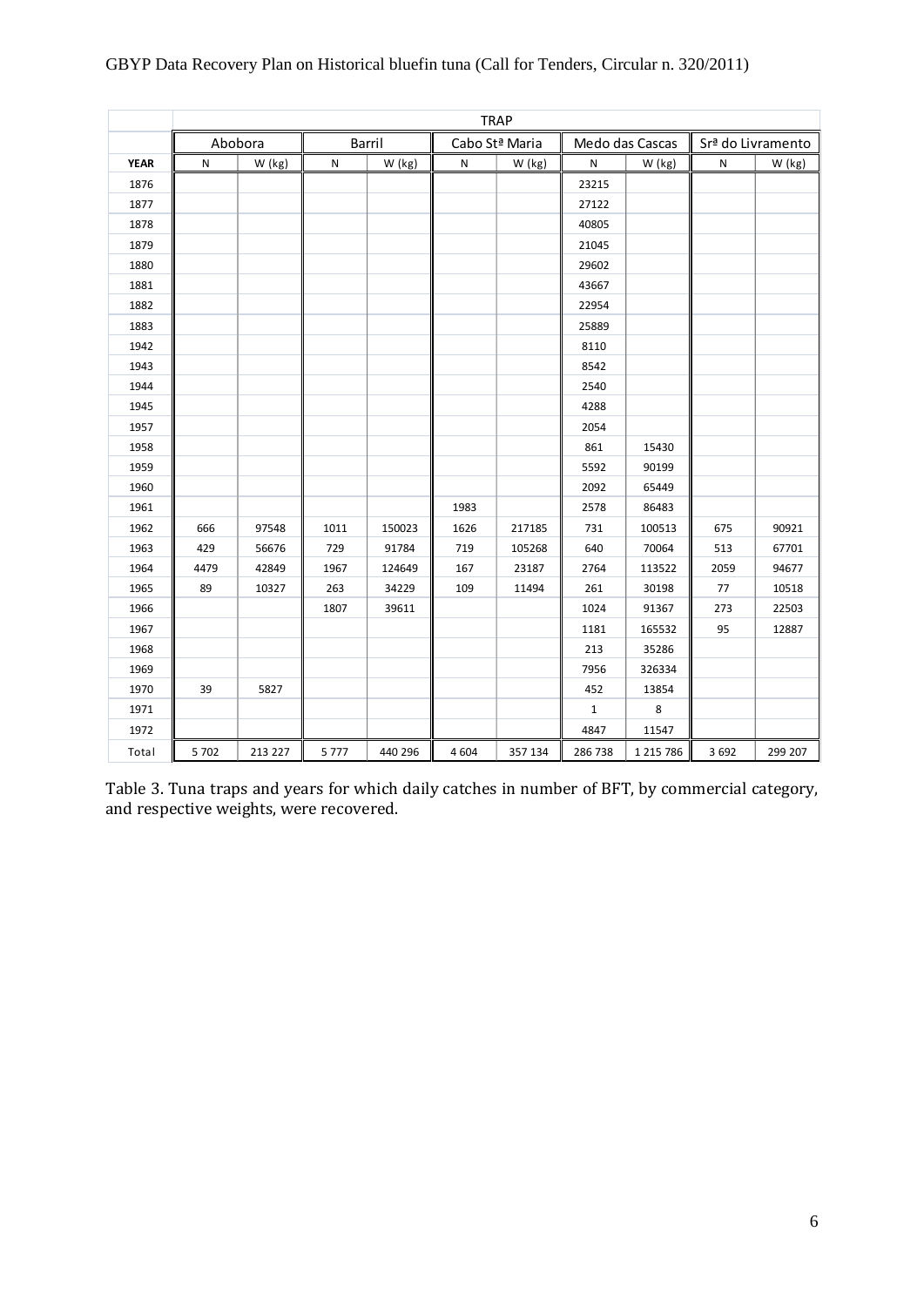| | TRAP | | | | | | | | | |
|---|---|---|---|---|---|---|---|---|---|---|
| | Abobora | | Barril | | Cabo Stª Maria | | Medo das Cascas | | Srª do Livramento | |
| **YEAR** | N | W (kg) | N | W (kg) | N | W (kg) | N | W (kg) | N | W (kg) |
| 1876 | | | | | | | 23215 | | | |
| 1877 | | | | | | | 27122 | | | |
| 1878 | | | | | | | 40805 | | | |
| 1879 | | | | | | | 21045 | | | |
| 1880 | | | | | | | 29602 | | | |
| 1881 | | | | | | | 43667 | | | |
| 1882 | | | | | | | 22954 | | | |
| 1883 | | | | | | | 25889 | | | |
| 1942 | | | | | | | 8110 | | | |
| 1943 | | | | | | | 8542 | | | |
| 1944 | | | | | | | 2540 | | | |
| 1945 | | | | | | | 4288 | | | |
| 1957 | | | | | | | 2054 | | | |
| 1958 | | | | | | | 861 | 15430 | | |
| 1959 | | | | | | | 5592 | 90199 | | |
| 1960 | | | | | | | 2092 | 65449 | | |
| 1961 | | | | | 1983 | | 2578 | 86483 | | |
| 1962 | 666 | 97548 | 1011 | 150023 | 1626 | 217185 | 731 | 100513 | 675 | 90921 |
| 1963 | 429 | 56676 | 729 | 91784 | 719 | 105268 | 640 | 70064 | 513 | 67701 |
| 1964 | 4479 | 42849 | 1967 | 124649 | 167 | 23187 | 2764 | 113522 | 2059 | 94677 |
| 1965 | 89 | 10327 | 263 | 34229 | 109 | 11494 | 261 | 30198 | 77 | 10518 |
| 1966 | | | 1807 | 39611 | | | 1024 | 91367 | 273 | 22503 |
| 1967 | | | | | | | 1181 | 165532 | 95 | 12887 |
| 1968 | | | | | | | 213 | 35286 | | |
| 1969 | | | | | | | 7956 | 326334 | | |
| 1970 | 39 | 5827 | | | | | 452 | 13854 | | |
| 1971 | | | | | | | 1 | 8 | | |
| 1972 | | | | | | | 4847 | 11547 | | |
| Total | 5 702 | 213 227 | 5 777 | 440 296 | 4 604 | 357 134 | 286 738 | 1 215 786 | 3 692 | 299 207 |

Table 3. Tuna traps and years for which daily catches in number of BFT, by commercial category, and respective weights, were recovered.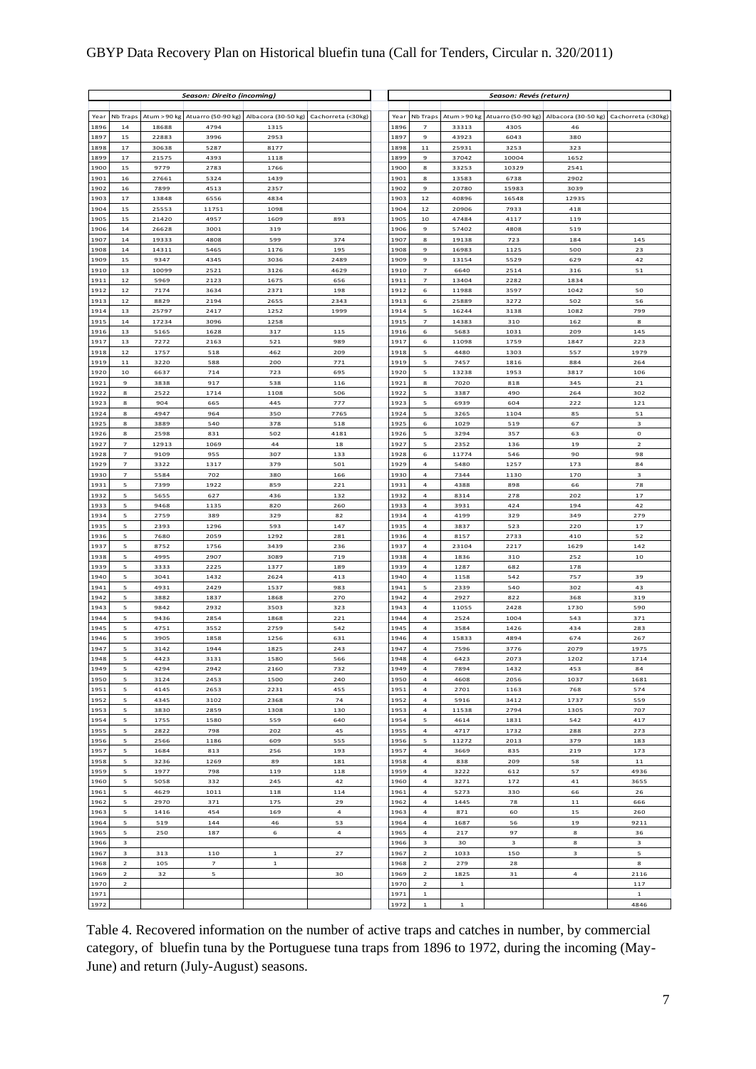| Season: Direito (incoming) | | | | | |
|---|---|---|---|---|---|
| Year | Nb Traps | Atum > 90 kg | Atuarro (50-90 kg) | Albacora (30-50 kg) | Cachorreta (<30kg) |
| 1896 | 14 | 18688 | 4794 | 1315 | |
| 1897 | 15 | 22883 | 3996 | 2953 | |
| 1898 | 17 | 30638 | 5287 | 8177 | |
| 1899 | 17 | 21575 | 4393 | 1118 | |
| 1900 | 15 | 9779 | 2783 | 1766 | |
| 1901 | 16 | 27661 | 5324 | 1439 | |
| 1902 | 16 | 7899 | 4513 | 2357 | |
| 1903 | 17 | 13848 | 6556 | 4834 | |
| 1904 | 15 | 25553 | 11751 | 1098 | |
| 1905 | 15 | 21420 | 4957 | 1609 | 893 |
| 1906 | 14 | 26628 | 3001 | 319 | |
| 1907 | 14 | 19333 | 4808 | 599 | 374 |
| 1908 | 14 | 14311 | 5465 | 1176 | 195 |
| 1909 | 15 | 9347 | 4345 | 3036 | 2489 |
| 1910 | 13 | 10099 | 2521 | 3126 | 4629 |
| 1911 | 12 | 5969 | 2123 | 1675 | 656 |
| 1912 | 12 | 7174 | 3634 | 2371 | 198 |
| 1913 | 12 | 8829 | 2194 | 2655 | 2343 |
| 1914 | 13 | 25797 | 2417 | 1252 | 1999 |
| 1915 | 14 | 17234 | 3096 | 1258 | |
| 1916 | 13 | 5165 | 1628 | 317 | 115 |
| 1917 | 13 | 7272 | 2163 | 521 | 989 |
| 1918 | 12 | 1757 | 518 | 462 | 209 |
| 1919 | 11 | 3220 | 588 | 200 | 771 |
| 1920 | 10 | 6637 | 714 | 723 | 695 |
| 1921 | 9 | 3838 | 917 | 538 | 116 |
| 1922 | 8 | 2522 | 1714 | 1108 | 506 |
| 1923 | 8 | 904 | 665 | 445 | 777 |
| 1924 | 8 | 4947 | 964 | 350 | 7765 |
| 1925 | 8 | 3889 | 540 | 378 | 518 |
| 1926 | 8 | 2598 | 831 | 502 | 4181 |
| 1927 | 7 | 12913 | 1069 | 44 | 18 |
| 1928 | 7 | 9109 | 955 | 307 | 133 |
| 1929 | 7 | 3322 | 1317 | 379 | 501 |
| 1930 | 7 | 5584 | 702 | 380 | 166 |
| 1931 | 5 | 7399 | 1922 | 859 | 221 |
| 1932 | 5 | 5655 | 627 | 436 | 132 |
| 1933 | 5 | 9468 | 1135 | 820 | 260 |
| 1934 | 5 | 2759 | 389 | 329 | 82 |
| 1935 | 5 | 2393 | 1296 | 593 | 147 |
| 1936 | 5 | 7680 | 2059 | 1292 | 281 |
| 1937 | 5 | 8752 | 1756 | 3439 | 236 |
| 1938 | 5 | 4995 | 2907 | 3089 | 719 |
| 1939 | 5 | 3333 | 2225 | 1377 | 189 |
| 1940 | 5 | 3041 | 1432 | 2624 | 413 |
| 1941 | 5 | 4931 | 2429 | 1537 | 983 |
| 1942 | 5 | 3882 | 1837 | 1868 | 270 |
| 1943 | 5 | 9842 | 2932 | 3503 | 323 |
| 1944 | 5 | 9436 | 2854 | 1868 | 221 |
| 1945 | 5 | 4751 | 3552 | 2759 | 542 |
| 1946 | 5 | 3905 | 1858 | 1256 | 631 |
| 1947 | 5 | 3142 | 1944 | 1825 | 243 |
| 1948 | 5 | 4423 | 3131 | 1580 | 566 |
| 1949 | 5 | 4294 | 2942 | 2160 | 732 |
| 1950 | 5 | 3124 | 2453 | 1500 | 240 |
| 1951 | 5 | 4145 | 2653 | 2231 | 455 |
| 1952 | 5 | 4345 | 3102 | 2368 | 74 |
| 1953 | 5 | 3830 | 2859 | 1308 | 130 |
| 1954 | 5 | 1755 | 1580 | 559 | 640 |
| 1955 | 5 | 2822 | 798 | 202 | 45 |
| 1956 | 5 | 2566 | 1186 | 609 | 555 |
| 1957 | 5 | 1684 | 813 | 256 | 193 |
| 1958 | 5 | 3236 | 1269 | 89 | 181 |
| 1959 | 5 | 1977 | 798 | 119 | 118 |
| 1960 | 5 | 5058 | 332 | 245 | 42 |
| 1961 | 5 | 4629 | 1011 | 118 | 114 |
| 1962 | 5 | 2970 | 371 | 175 | 29 |
| 1963 | 5 | 1416 | 454 | 169 | 4 |
| 1964 | 5 | 519 | 144 | 46 | 53 |
| 1965 | 5 | 250 | 187 | 6 | 4 |
| 1966 | 3 | | | | |
| 1967 | 3 | 313 | 110 | 1 | 27 |
| 1968 | 2 | 105 | 7 | 1 | |
| 1969 | 2 | 32 | 5 | | 30 |
| 1970 | 2 | | | | |
| 1971 | | | | | |
| 1972 | | | | | |

| Season: Revés (return) | | | | | |
|---|---|---|---|---|---|
| Year | Nb Traps | Atum > 90 kg | Atuarro (50-90 kg) | Albacora (30-50 kg) | Cachorreta (<30kg) |
| 1896 | 7 | 33313 | 4305 | 46 | |
| 1897 | 9 | 43923 | 6043 | 380 | |
| 1898 | 11 | 25931 | 3253 | 323 | |
| 1899 | 9 | 37042 | 10004 | 1652 | |
| 1900 | 8 | 33253 | 10329 | 2541 | |
| 1901 | 8 | 13583 | 6738 | 2902 | |
| 1902 | 9 | 20780 | 15983 | 3039 | |
| 1903 | 12 | 40896 | 16548 | 12935 | |
| 1904 | 12 | 20906 | 7933 | 418 | |
| 1905 | 10 | 47484 | 4117 | 119 | |
| 1906 | 9 | 57402 | 4808 | 519 | |
| 1907 | 8 | 19138 | 723 | 184 | 145 |
| 1908 | 9 | 16983 | 1125 | 500 | 23 |
| 1909 | 9 | 13154 | 5529 | 629 | 42 |
| 1910 | 7 | 6640 | 2514 | 316 | 51 |
| 1911 | 7 | 13404 | 2282 | 1834 | |
| 1912 | 6 | 11988 | 3597 | 1042 | 50 |
| 1913 | 6 | 25889 | 3272 | 502 | 56 |
| 1914 | 5 | 16244 | 3138 | 1082 | 799 |
| 1915 | 7 | 14383 | 310 | 162 | 8 |
| 1916 | 6 | 5683 | 1031 | 209 | 145 |
| 1917 | 6 | 11098 | 1759 | 1847 | 223 |
| 1918 | 5 | 4480 | 1303 | 557 | 1979 |
| 1919 | 5 | 7457 | 1816 | 884 | 264 |
| 1920 | 5 | 13238 | 1953 | 3817 | 106 |
| 1921 | 8 | 7020 | 818 | 345 | 21 |
| 1922 | 5 | 3387 | 490 | 264 | 302 |
| 1923 | 5 | 6939 | 604 | 222 | 121 |
| 1924 | 5 | 3265 | 1104 | 85 | 51 |
| 1925 | 6 | 1029 | 519 | 67 | 3 |
| 1926 | 5 | 3294 | 357 | 63 | 0 |
| 1927 | 5 | 2352 | 136 | 19 | 2 |
| 1928 | 6 | 11774 | 546 | 90 | 98 |
| 1929 | 4 | 5480 | 1257 | 173 | 84 |
| 1930 | 4 | 7344 | 1130 | 170 | 3 |
| 1931 | 4 | 4388 | 898 | 66 | 78 |
| 1932 | 4 | 8314 | 278 | 202 | 17 |
| 1933 | 4 | 3931 | 424 | 194 | 42 |
| 1934 | 4 | 4199 | 329 | 349 | 279 |
| 1935 | 4 | 3837 | 523 | 220 | 17 |
| 1936 | 4 | 8157 | 2733 | 410 | 52 |
| 1937 | 4 | 23104 | 2217 | 1629 | 142 |
| 1938 | 4 | 1836 | 310 | 252 | 10 |
| 1939 | 4 | 1287 | 682 | 178 | |
| 1940 | 4 | 1158 | 542 | 757 | 39 |
| 1941 | 5 | 2339 | 540 | 302 | 43 |
| 1942 | 4 | 2927 | 822 | 368 | 319 |
| 1943 | 4 | 11055 | 2428 | 1730 | 590 |
| 1944 | 4 | 2524 | 1004 | 543 | 371 |
| 1945 | 4 | 3584 | 1426 | 434 | 283 |
| 1946 | 4 | 15833 | 4894 | 674 | 267 |
| 1947 | 4 | 7596 | 3776 | 2079 | 1975 |
| 1948 | 4 | 6423 | 2073 | 1202 | 1714 |
| 1949 | 4 | 7894 | 1432 | 453 | 84 |
| 1950 | 4 | 4608 | 2056 | 1037 | 1681 |
| 1951 | 4 | 2701 | 1163 | 768 | 574 |
| 1952 | 4 | 5916 | 3412 | 1737 | 559 |
| 1953 | 4 | 11538 | 2794 | 1305 | 707 |
| 1954 | 5 | 4614 | 1831 | 542 | 417 |
| 1955 | 4 | 4717 | 1732 | 288 | 273 |
| 1956 | 5 | 11272 | 2013 | 379 | 183 |
| 1957 | 4 | 3669 | 835 | 219 | 173 |
| 1958 | 4 | 838 | 209 | 58 | 11 |
| 1959 | 4 | 3222 | 612 | 57 | 4936 |
| 1960 | 4 | 3271 | 172 | 41 | 3655 |
| 1961 | 4 | 5273 | 330 | 66 | 26 |
| 1962 | 4 | 1445 | 78 | 11 | 666 |
| 1963 | 4 | 871 | 60 | 15 | 260 |
| 1964 | 4 | 1687 | 56 | 19 | 9211 |
| 1965 | 4 | 217 | 97 | 8 | 36 |
| 1966 | 3 | 30 | 3 | 8 | 3 |
| 1967 | 2 | 1033 | 150 | 3 | 5 |
| 1968 | 2 | 279 | 28 | | 8 |
| 1969 | 2 | 1825 | 31 | 4 | 2116 |
| 1970 | 2 | 1 | | | 117 |
| 1971 | 1 | | | | 1 |
| 1972 | 1 | 1 | | | 4846 |

Table 4. Recovered information on the number of active traps and catches in number, by commercial category, of bluefin tuna by the Portuguese tuna traps from 1896 to 1972, during the incoming (May-June) and return (July-August) seasons.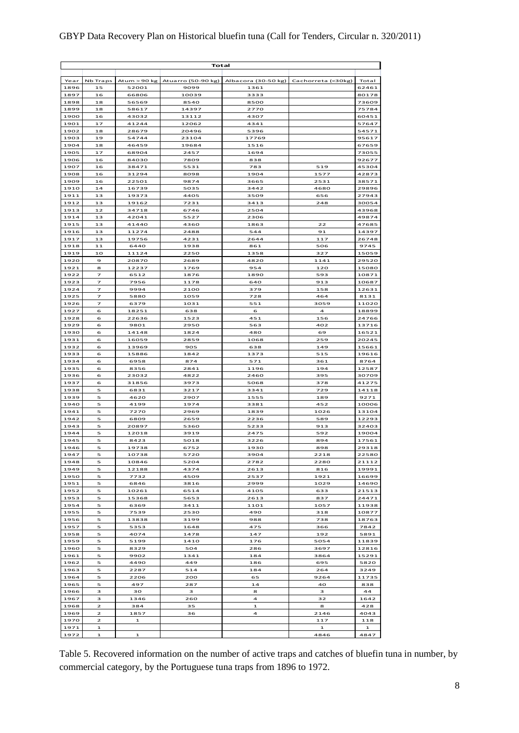| Total | | | | | | |
|---|---|---|---|---|---|---|
| Year | Nb Traps | Atum > 90 kg | Atuarro (50-90 kg) | Albacora (30-50 kg) | Cachorreta (<30kg) | Total |
| 1896 | 15 | 52001 | 9099 | 1361 | | 62461 |
| 1897 | 16 | 66806 | 10039 | 3333 | | 80178 |
| 1898 | 18 | 56569 | 8540 | 8500 | | 73609 |
| 1899 | 18 | 58617 | 14397 | 2770 | | 75784 |
| 1900 | 16 | 43032 | 13112 | 4307 | | 60451 |
| 1901 | 17 | 41244 | 12062 | 4341 | | 57647 |
| 1902 | 18 | 28679 | 20496 | 5396 | | 54571 |
| 1903 | 19 | 54744 | 23104 | 17769 | | 95617 |
| 1904 | 18 | 46459 | 19684 | 1516 | | 67659 |
| 1905 | 17 | 68904 | 2457 | 1694 | | 73055 |
| 1906 | 16 | 84030 | 7809 | 838 | | 92677 |
| 1907 | 16 | 38471 | 5531 | 783 | 519 | 45304 |
| 1908 | 16 | 31294 | 8098 | 1904 | 1577 | 42873 |
| 1909 | 16 | 22501 | 9874 | 3665 | 2531 | 38571 |
| 1910 | 14 | 16739 | 5035 | 3442 | 4680 | 29896 |
| 1911 | 13 | 19373 | 4405 | 3509 | 656 | 27943 |
| 1912 | 13 | 19162 | 7231 | 3413 | 248 | 30054 |
| 1913 | 12 | 34718 | 6746 | 2504 | | 43968 |
| 1914 | 13 | 42041 | 5527 | 2306 | | 49874 |
| 1915 | 13 | 41440 | 4360 | 1863 | 22 | 47685 |
| 1916 | 13 | 11274 | 2488 | 544 | 91 | 14397 |
| 1917 | 13 | 19756 | 4231 | 2644 | 117 | 26748 |
| 1918 | 11 | 6440 | 1938 | 861 | 506 | 9745 |
| 1919 | 10 | 11124 | 2250 | 1358 | 327 | 15059 |
| 1920 | 9 | 20870 | 2689 | 4820 | 1141 | 29520 |
| 1921 | 8 | 12237 | 1769 | 954 | 120 | 15080 |
| 1922 | 7 | 6512 | 1876 | 1890 | 593 | 10871 |
| 1923 | 7 | 7956 | 1178 | 640 | 913 | 10687 |
| 1924 | 7 | 9994 | 2100 | 379 | 158 | 12631 |
| 1925 | 7 | 5880 | 1059 | 728 | 464 | 8131 |
| 1926 | 7 | 6379 | 1031 | 551 | 3059 | 11020 |
| 1927 | 6 | 18251 | 638 | 6 | 4 | 18899 |
| 1928 | 6 | 22636 | 1523 | 451 | 156 | 24766 |
| 1929 | 6 | 9801 | 2950 | 563 | 402 | 13716 |
| 1930 | 6 | 14148 | 1824 | 480 | 69 | 16521 |
| 1931 | 6 | 16059 | 2859 | 1068 | 259 | 20245 |
| 1932 | 6 | 13969 | 905 | 638 | 149 | 15661 |
| 1933 | 6 | 15886 | 1842 | 1373 | 515 | 19616 |
| 1934 | 6 | 6958 | 874 | 571 | 361 | 8764 |
| 1935 | 6 | 8356 | 2841 | 1196 | 194 | 12587 |
| 1936 | 6 | 23032 | 4822 | 2460 | 395 | 30709 |
| 1937 | 6 | 31856 | 3973 | 5068 | 378 | 41275 |
| 1938 | 5 | 6831 | 3217 | 3341 | 729 | 14118 |
| 1939 | 5 | 4620 | 2907 | 1555 | 189 | 9271 |
| 1940 | 5 | 4199 | 1974 | 3381 | 452 | 10006 |
| 1941 | 5 | 7270 | 2969 | 1839 | 1026 | 13104 |
| 1942 | 5 | 6809 | 2659 | 2236 | 589 | 12293 |
| 1943 | 5 | 20897 | 5360 | 5233 | 913 | 32403 |
| 1944 | 5 | 12018 | 3919 | 2475 | 592 | 19004 |
| 1945 | 5 | 8423 | 5018 | 3226 | 894 | 17561 |
| 1946 | 5 | 19738 | 6752 | 1930 | 898 | 29318 |
| 1947 | 5 | 10738 | 5720 | 3904 | 2218 | 22580 |
| 1948 | 5 | 10846 | 5204 | 2782 | 2280 | 21112 |
| 1949 | 5 | 12188 | 4374 | 2613 | 816 | 19991 |
| 1950 | 5 | 7732 | 4509 | 2537 | 1921 | 16699 |
| 1951 | 5 | 6846 | 3816 | 2999 | 1029 | 14690 |
| 1952 | 5 | 10261 | 6514 | 4105 | 633 | 21513 |
| 1953 | 5 | 15368 | 5653 | 2613 | 837 | 24471 |
| 1954 | 5 | 6369 | 3411 | 1101 | 1057 | 11938 |
| 1955 | 5 | 7539 | 2530 | 490 | 318 | 10877 |
| 1956 | 5 | 13838 | 3199 | 988 | 738 | 18763 |
| 1957 | 5 | 5353 | 1648 | 475 | 366 | 7842 |
| 1958 | 5 | 4074 | 1478 | 147 | 192 | 5891 |
| 1959 | 5 | 5199 | 1410 | 176 | 5054 | 11839 |
| 1960 | 5 | 8329 | 504 | 286 | 3697 | 12816 |
| 1961 | 5 | 9902 | 1341 | 184 | 3864 | 15291 |
| 1962 | 5 | 4490 | 449 | 186 | 695 | 5820 |
| 1963 | 5 | 2287 | 514 | 184 | 264 | 3249 |
| 1964 | 5 | 2206 | 200 | 65 | 9264 | 11735 |
| 1965 | 5 | 497 | 287 | 14 | 40 | 838 |
| 1966 | 3 | 30 | 3 | 8 | 3 | 44 |
| 1967 | 3 | 1346 | 260 | 4 | 32 | 1642 |
| 1968 | 2 | 384 | 35 | 1 | 8 | 428 |
| 1969 | 2 | 1857 | 36 | 4 | 2146 | 4043 |
| 1970 | 2 | 1 | | | 117 | 118 |
| 1971 | 1 | | | | 1 | 1 |
| 1972 | 1 | 1 | | | 4846 | 4847 |

Table 5. Recovered information on the number of active traps and catches of bluefin tuna in number, by commercial category, by the Portuguese tuna traps from 1896 to 1972.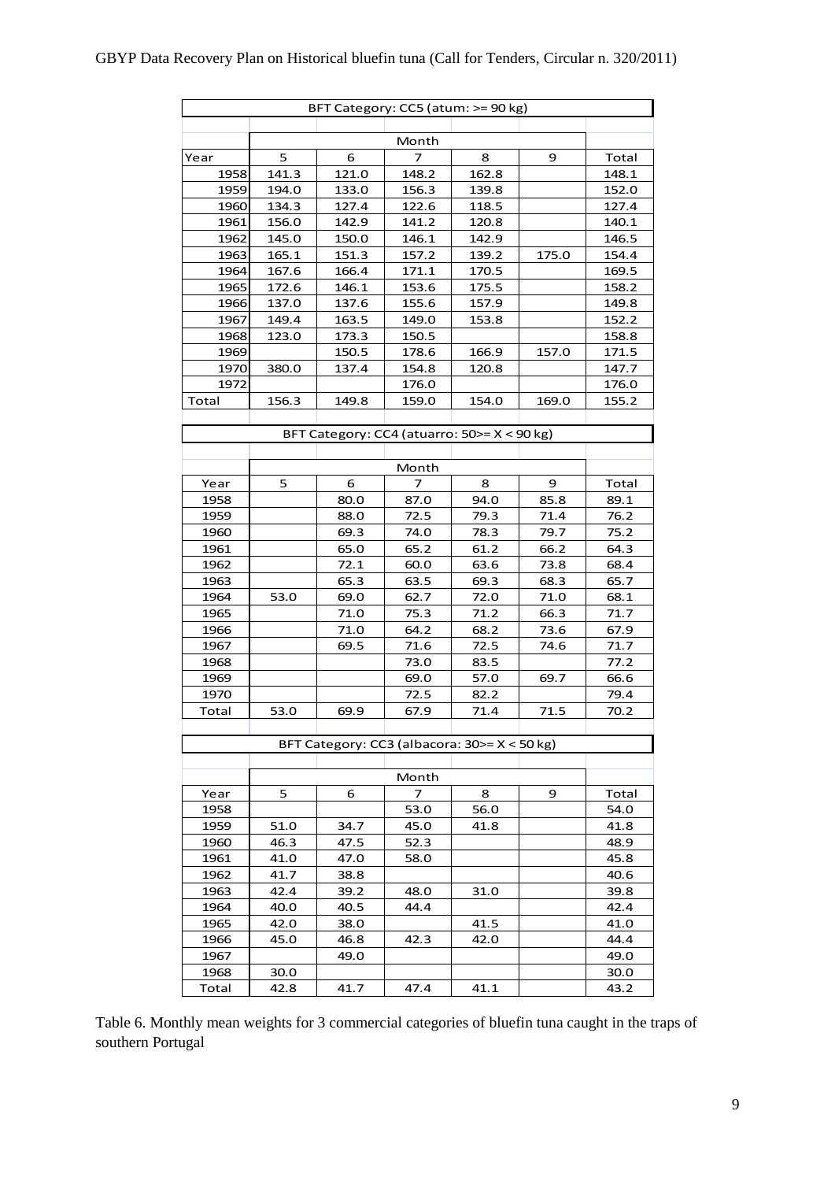| BFT Category: CC5 (atum: >= 90 kg) | | | | | | |
|---|---|---|---|---|---|---|
| | Month | | | | | |
| Year | 5 | 6 | 7 | 8 | 9 | Total |
| 1958 | 141.3 | 121.0 | 148.2 | 162.8 | | 148.1 |
| 1959 | 194.0 | 133.0 | 156.3 | 139.8 | | 152.0 |
| 1960 | 134.3 | 127.4 | 122.6 | 118.5 | | 127.4 |
| 1961 | 156.0 | 142.9 | 141.2 | 120.8 | | 140.1 |
| 1962 | 145.0 | 150.0 | 146.1 | 142.9 | | 146.5 |
| 1963 | 165.1 | 151.3 | 157.2 | 139.2 | 175.0 | 154.4 |
| 1964 | 167.6 | 166.4 | 171.1 | 170.5 | | 169.5 |
| 1965 | 172.6 | 146.1 | 153.6 | 175.5 | | 158.2 |
| 1966 | 137.0 | 137.6 | 155.6 | 157.9 | | 149.8 |
| 1967 | 149.4 | 163.5 | 149.0 | 153.8 | | 152.2 |
| 1968 | 123.0 | 173.3 | 150.5 | | | 158.8 |
| 1969 | | 150.5 | 178.6 | 166.9 | 157.0 | 171.5 |
| 1970 | 380.0 | 137.4 | 154.8 | 120.8 | | 147.7 |
| 1972 | | | 176.0 | | | 176.0 |
| Total | 156.3 | 149.8 | 159.0 | 154.0 | 169.0 | 155.2 |

| BFT Category: CC4 (atuarro: 50>= X < 90 kg) | | | | | | |
|---|---|---|---|---|---|---|
| | Month | | | | | |
| Year | 5 | 6 | 7 | 8 | 9 | Total |
| 1958 | | 80.0 | 87.0 | 94.0 | 85.8 | 89.1 |
| 1959 | | 88.0 | 72.5 | 79.3 | 71.4 | 76.2 |
| 1960 | | 69.3 | 74.0 | 78.3 | 79.7 | 75.2 |
| 1961 | | 65.0 | 65.2 | 61.2 | 66.2 | 64.3 |
| 1962 | | 72.1 | 60.0 | 63.6 | 73.8 | 68.4 |
| 1963 | | 65.3 | 63.5 | 69.3 | 68.3 | 65.7 |
| 1964 | 53.0 | 69.0 | 62.7 | 72.0 | 71.0 | 68.1 |
| 1965 | | 71.0 | 75.3 | 71.2 | 66.3 | 71.7 |
| 1966 | | 71.0 | 64.2 | 68.2 | 73.6 | 67.9 |
| 1967 | | 69.5 | 71.6 | 72.5 | 74.6 | 71.7 |
| 1968 | | | 73.0 | 83.5 | | 77.2 |
| 1969 | | | 69.0 | 57.0 | 69.7 | 66.6 |
| 1970 | | | 72.5 | 82.2 | | 79.4 |
| Total | 53.0 | 69.9 | 67.9 | 71.4 | 71.5 | 70.2 |

| BFT Category: CC3 (albacora: 30>= X < 50 kg) | | | | | | |
|---|---|---|---|---|---|---|
| | Month | | | | | |
| Year | 5 | 6 | 7 | 8 | 9 | Total |
| 1958 | | | 53.0 | 56.0 | | 54.0 |
| 1959 | 51.0 | 34.7 | 45.0 | 41.8 | | 41.8 |
| 1960 | 46.3 | 47.5 | 52.3 | | | 48.9 |
| 1961 | 41.0 | 47.0 | 58.0 | | | 45.8 |
| 1962 | 41.7 | 38.8 | | | | 40.6 |
| 1963 | 42.4 | 39.2 | 48.0 | 31.0 | | 39.8 |
| 1964 | 40.0 | 40.5 | 44.4 | | | 42.4 |
| 1965 | 42.0 | 38.0 | | 41.5 | | 41.0 |
| 1966 | 45.0 | 46.8 | 42.3 | 42.0 | | 44.4 |
| 1967 | | 49.0 | | | | 49.0 |
| 1968 | 30.0 | | | | | 30.0 |
| Total | 42.8 | 41.7 | 47.4 | 41.1 | | 43.2 |

Table 6. Monthly mean weights for 3 commercial categories of bluefin tuna caught in the traps of southern Portugal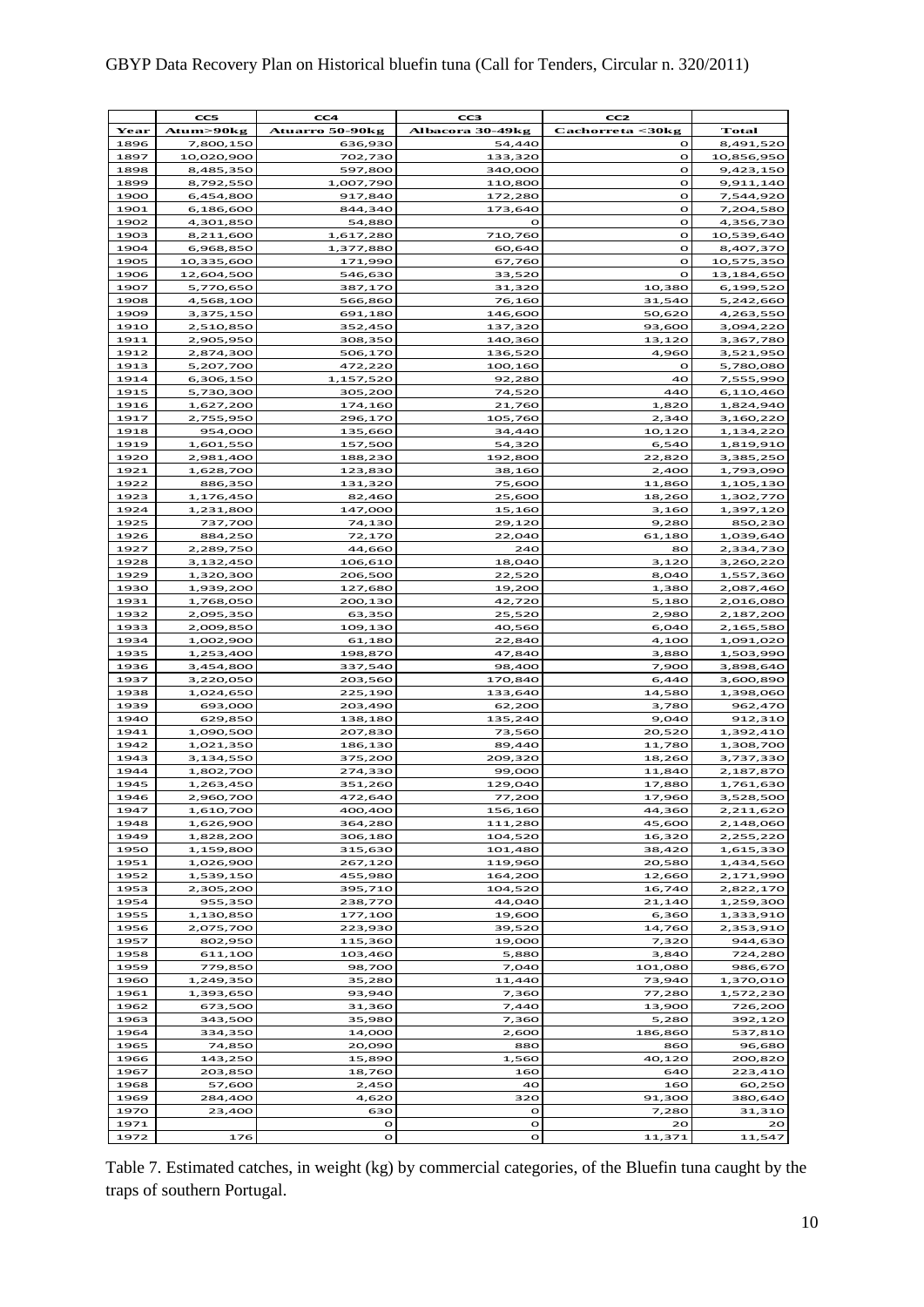| | CC5 | CC4 | CC3 | CC2 | |
|---|---|---|---|---|---|
| Year | Atum>90kg | Atuarro 50-90kg | Albacora 30-49kg | Cachorreta <30kg | Total |
| 1896 | 7,800,150 | 636,930 | 54,440 | 0 | 8,491,520 |
| 1897 | 10,020,900 | 702,730 | 133,320 | 0 | 10,856,950 |
| 1898 | 8,485,350 | 597,800 | 340,000 | 0 | 9,423,150 |
| 1899 | 8,792,550 | 1,007,790 | 110,800 | 0 | 9,911,140 |
| 1900 | 6,454,800 | 917,840 | 172,280 | 0 | 7,544,920 |
| 1901 | 6,186,600 | 844,340 | 173,640 | 0 | 7,204,580 |
| 1902 | 4,301,850 | 54,880 | 0 | 0 | 4,356,730 |
| 1903 | 8,211,600 | 1,617,280 | 710,760 | 0 | 10,539,640 |
| 1904 | 6,968,850 | 1,377,880 | 60,640 | 0 | 8,407,370 |
| 1905 | 10,335,600 | 171,990 | 67,760 | 0 | 10,575,350 |
| 1906 | 12,604,500 | 546,630 | 33,520 | 0 | 13,184,650 |
| 1907 | 5,770,650 | 387,170 | 31,320 | 10,380 | 6,199,520 |
| 1908 | 4,568,100 | 566,860 | 76,160 | 31,540 | 5,242,660 |
| 1909 | 3,375,150 | 691,180 | 146,600 | 50,620 | 4,263,550 |
| 1910 | 2,510,850 | 352,450 | 137,320 | 93,600 | 3,094,220 |
| 1911 | 2,905,950 | 308,350 | 140,360 | 13,120 | 3,367,780 |
| 1912 | 2,874,300 | 506,170 | 136,520 | 4,960 | 3,521,950 |
| 1913 | 5,207,700 | 472,220 | 100,160 | 0 | 5,780,080 |
| 1914 | 6,306,150 | 1,157,520 | 92,280 | 40 | 7,555,990 |
| 1915 | 5,730,300 | 305,200 | 74,520 | 440 | 6,110,460 |
| 1916 | 1,627,200 | 174,160 | 21,760 | 1,820 | 1,824,940 |
| 1917 | 2,755,950 | 296,170 | 105,760 | 2,340 | 3,160,220 |
| 1918 | 954,000 | 135,660 | 34,440 | 10,120 | 1,134,220 |
| 1919 | 1,601,550 | 157,500 | 54,320 | 6,540 | 1,819,910 |
| 1920 | 2,981,400 | 188,230 | 192,800 | 22,820 | 3,385,250 |
| 1921 | 1,628,700 | 123,830 | 38,160 | 2,400 | 1,793,090 |
| 1922 | 886,350 | 131,320 | 75,600 | 11,860 | 1,105,130 |
| 1923 | 1,176,450 | 82,460 | 25,600 | 18,260 | 1,302,770 |
| 1924 | 1,231,800 | 147,000 | 15,160 | 3,160 | 1,397,120 |
| 1925 | 737,700 | 74,130 | 29,120 | 9,280 | 850,230 |
| 1926 | 884,250 | 72,170 | 22,040 | 61,180 | 1,039,640 |
| 1927 | 2,289,750 | 44,660 | 240 | 80 | 2,334,730 |
| 1928 | 3,132,450 | 106,610 | 18,040 | 3,120 | 3,260,220 |
| 1929 | 1,320,300 | 206,500 | 22,520 | 8,040 | 1,557,360 |
| 1930 | 1,939,200 | 127,680 | 19,200 | 1,380 | 2,087,460 |
| 1931 | 1,768,050 | 200,130 | 42,720 | 5,180 | 2,016,080 |
| 1932 | 2,095,350 | 63,350 | 25,520 | 2,980 | 2,187,200 |
| 1933 | 2,009,850 | 109,130 | 40,560 | 6,040 | 2,165,580 |
| 1934 | 1,002,900 | 61,180 | 22,840 | 4,100 | 1,091,020 |
| 1935 | 1,253,400 | 198,870 | 47,840 | 3,880 | 1,503,990 |
| 1936 | 3,454,800 | 337,540 | 98,400 | 7,900 | 3,898,640 |
| 1937 | 3,220,050 | 203,560 | 170,840 | 6,440 | 3,600,890 |
| 1938 | 1,024,650 | 225,190 | 133,640 | 14,580 | 1,398,060 |
| 1939 | 693,000 | 203,490 | 62,200 | 3,780 | 962,470 |
| 1940 | 629,850 | 138,180 | 135,240 | 9,040 | 912,310 |
| 1941 | 1,090,500 | 207,830 | 73,560 | 20,520 | 1,392,410 |
| 1942 | 1,021,350 | 186,130 | 89,440 | 11,780 | 1,308,700 |
| 1943 | 3,134,550 | 375,200 | 209,320 | 18,260 | 3,737,330 |
| 1944 | 1,802,700 | 274,330 | 99,000 | 11,840 | 2,187,870 |
| 1945 | 1,263,450 | 351,260 | 129,040 | 17,880 | 1,761,630 |
| 1946 | 2,960,700 | 472,640 | 77,200 | 17,960 | 3,528,500 |
| 1947 | 1,610,700 | 400,400 | 156,160 | 44,360 | 2,211,620 |
| 1948 | 1,626,900 | 364,280 | 111,280 | 45,600 | 2,148,060 |
| 1949 | 1,828,200 | 306,180 | 104,520 | 16,320 | 2,255,220 |
| 1950 | 1,159,800 | 315,630 | 101,480 | 38,420 | 1,615,330 |
| 1951 | 1,026,900 | 267,120 | 119,960 | 20,580 | 1,434,560 |
| 1952 | 1,539,150 | 455,980 | 164,200 | 12,660 | 2,171,990 |
| 1953 | 2,305,200 | 395,710 | 104,520 | 16,740 | 2,822,170 |
| 1954 | 955,350 | 238,770 | 44,040 | 21,140 | 1,259,300 |
| 1955 | 1,130,850 | 177,100 | 19,600 | 6,360 | 1,333,910 |
| 1956 | 2,075,700 | 223,930 | 39,520 | 14,760 | 2,353,910 |
| 1957 | 802,950 | 115,360 | 19,000 | 7,320 | 944,630 |
| 1958 | 611,100 | 103,460 | 5,880 | 3,840 | 724,280 |
| 1959 | 779,850 | 98,700 | 7,040 | 101,080 | 986,670 |
| 1960 | 1,249,350 | 35,280 | 11,440 | 73,940 | 1,370,010 |
| 1961 | 1,393,650 | 93,940 | 7,360 | 77,280 | 1,572,230 |
| 1962 | 673,500 | 31,360 | 7,440 | 13,900 | 726,200 |
| 1963 | 343,500 | 35,980 | 7,360 | 5,280 | 392,120 |
| 1964 | 334,350 | 14,000 | 2,600 | 186,860 | 537,810 |
| 1965 | 74,850 | 20,090 | 880 | 860 | 96,680 |
| 1966 | 143,250 | 15,890 | 1,560 | 40,120 | 200,820 |
| 1967 | 203,850 | 18,760 | 160 | 640 | 223,410 |
| 1968 | 57,600 | 2,450 | 40 | 160 | 60,250 |
| 1969 | 284,400 | 4,620 | 320 | 91,300 | 380,640 |
| 1970 | 23,400 | 630 | 0 | 7,280 | 31,310 |
| 1971 | | 0 | 0 | 20 | 20 |
| 1972 | 176 | 0 | 0 | 11,371 | 11,547 |

Table 7. Estimated catches, in weight (kg) by commercial categories, of the Bluefin tuna caught by the traps of southern Portugal.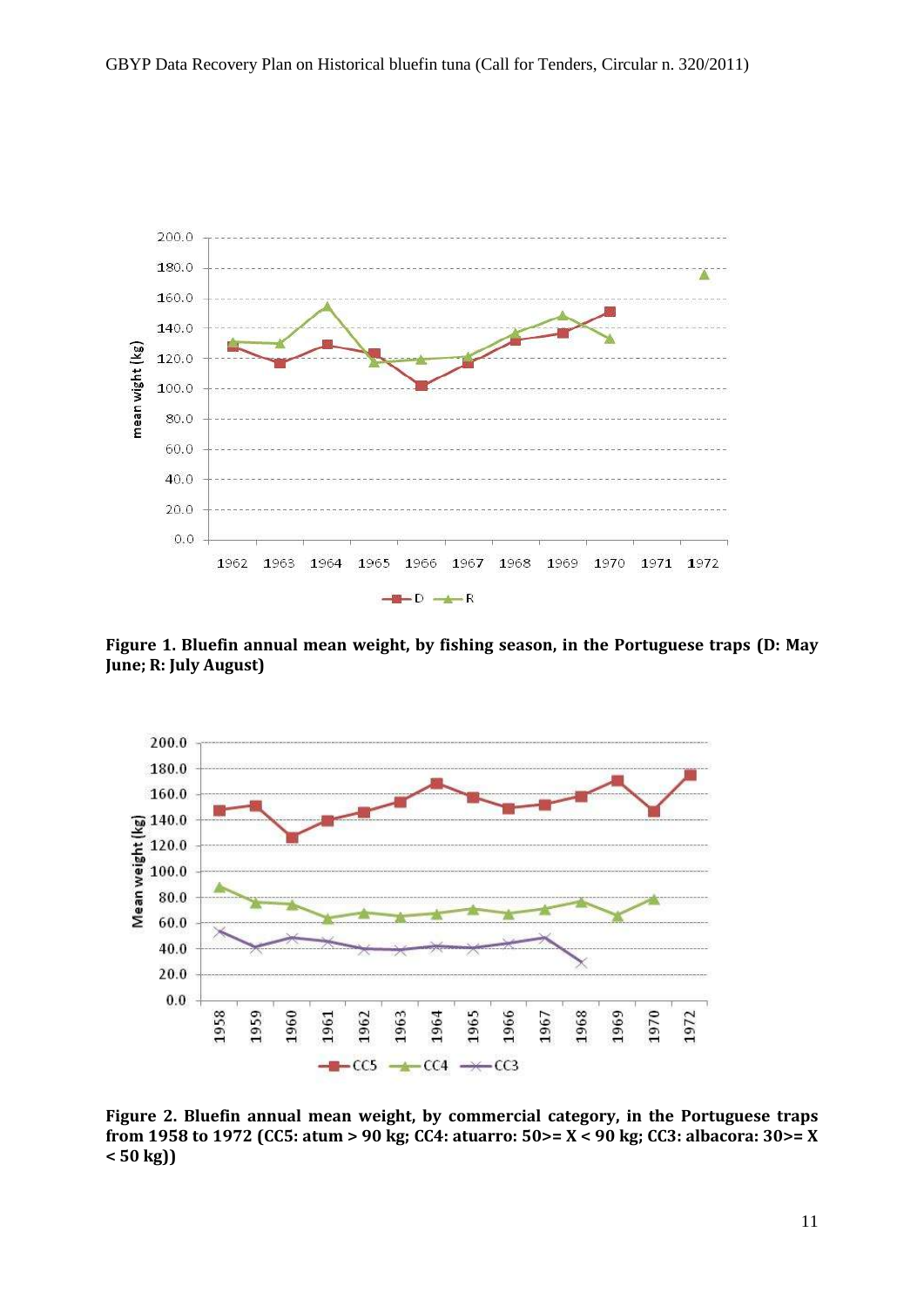**Figure 1. Bluefin annual mean weight, by fishing season, in the Portuguese traps (D: May June; R: July August)**

**Figure 2. Bluefin annual mean weight, by commercial category, in the Portuguese traps from 1958 to 1972 (CC5: atum > 90 kg; CC4: atuarro: 50>= X < 90 kg; CC3: albacora: 30>= X < 50 kg))**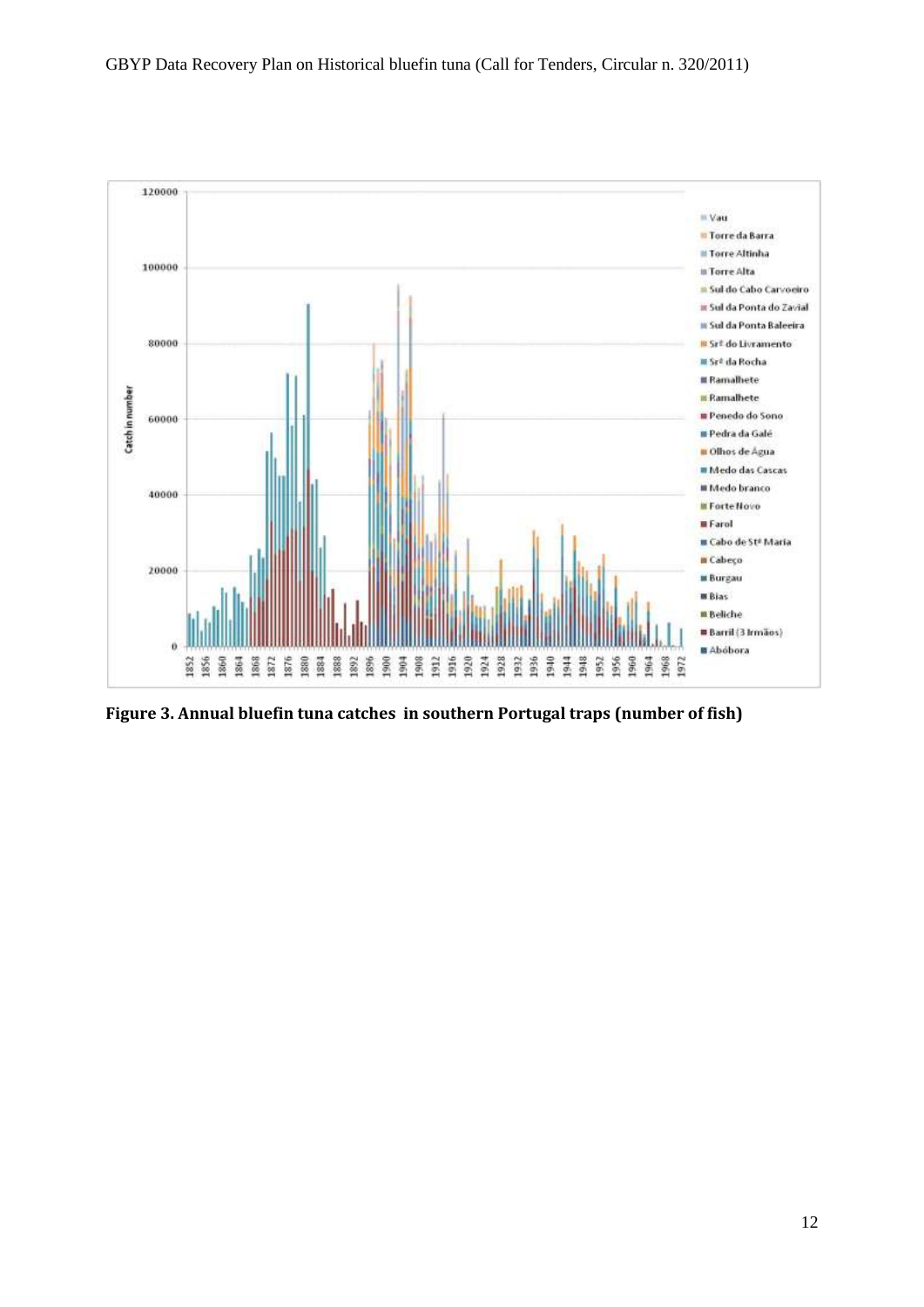**Figure 3. Annual bluefin tuna catches in southern Portugal traps (number of fish)**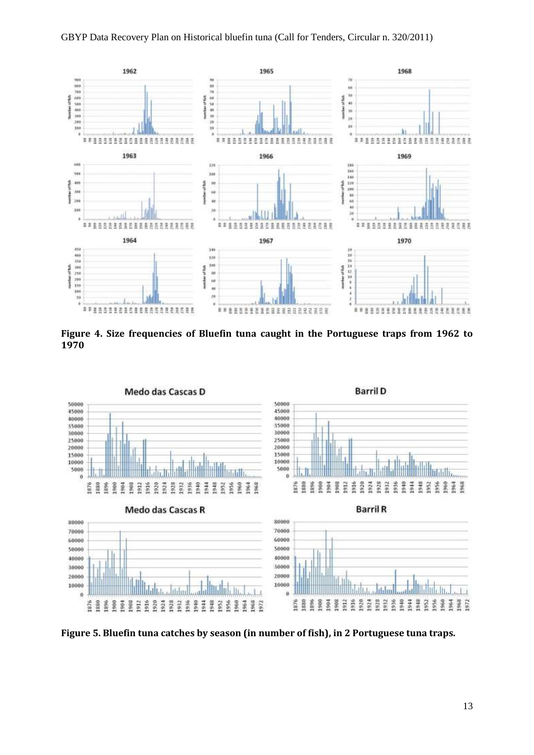**Figure 4. Size frequencies of Bluefin tuna caught in the Portuguese traps from 1962 to 1970**

**Figure 5. Bluefin tuna catches by season (in number of fish), in 2 Portuguese tuna traps.**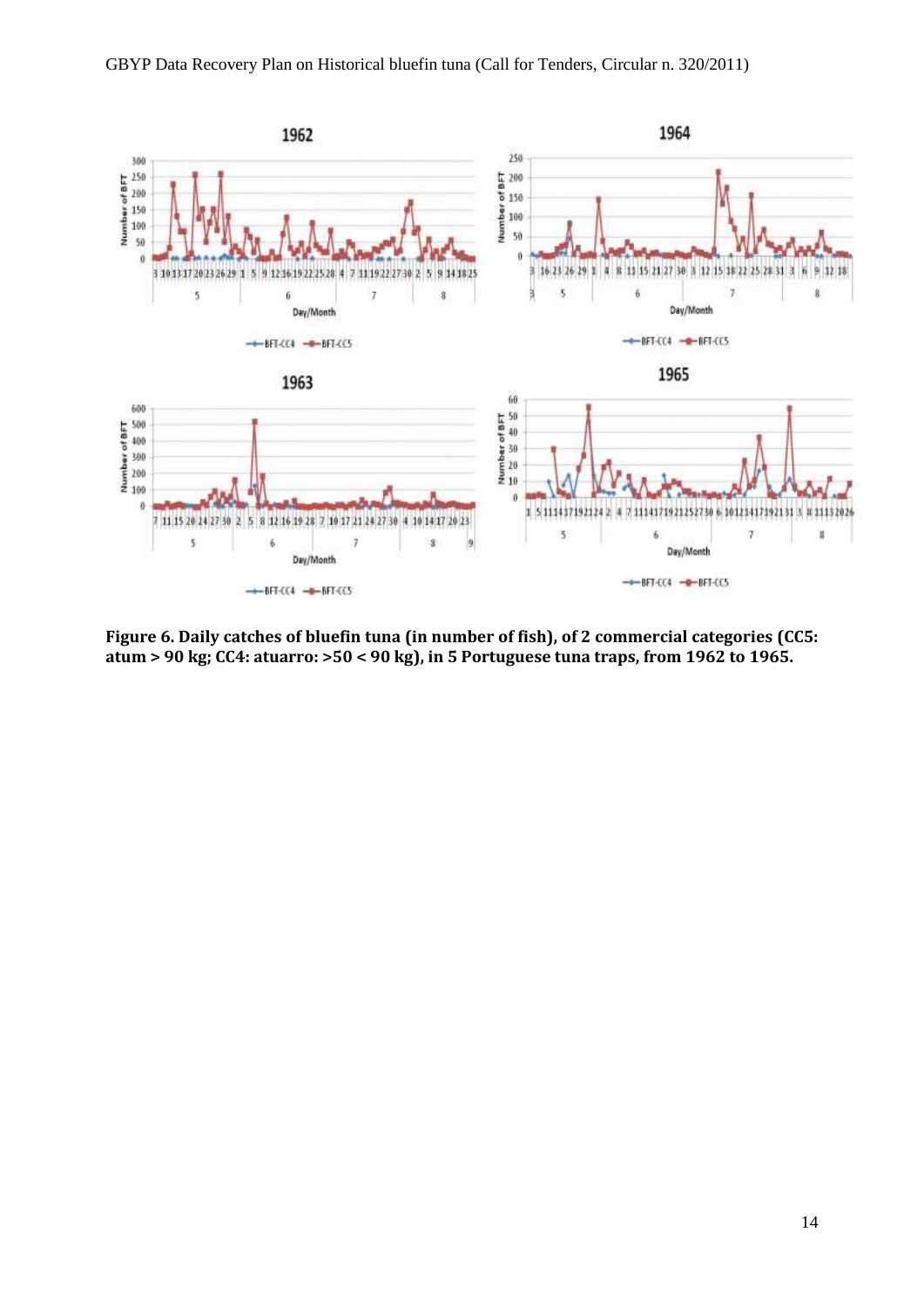**Figure 6. Daily catches of bluefin tuna (in number of fish), of 2 commercial categories (CC5: atum > 90 kg; CC4: atuarro: >50 < 90 kg), in 5 Portuguese tuna traps, from 1962 to 1965.**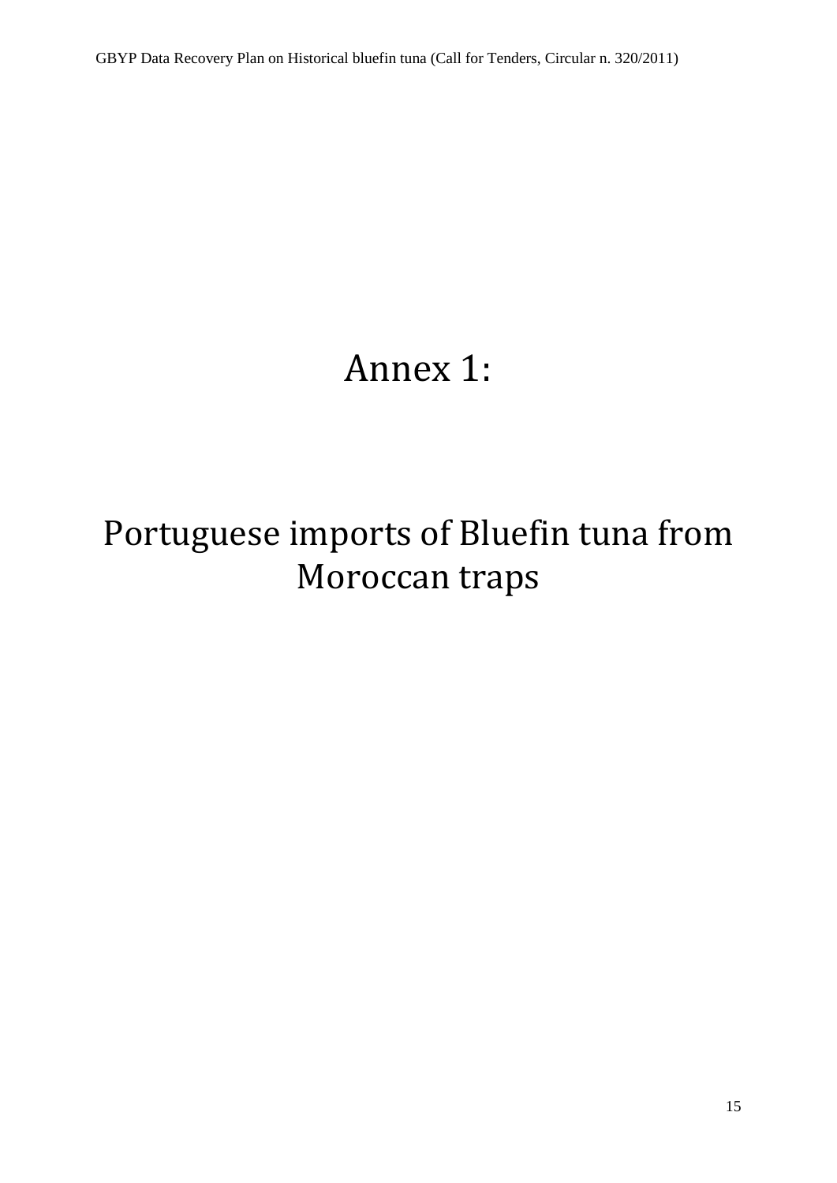# Annex 1:

# Portuguese imports of Bluefin tuna from Moroccan traps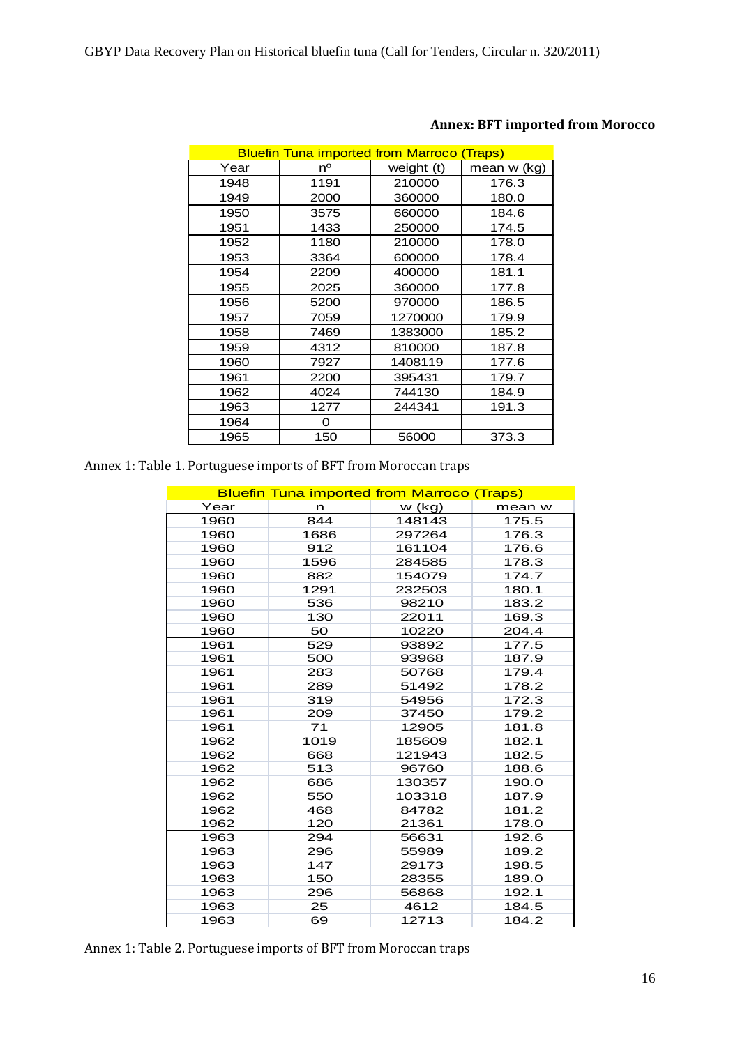**Annex: BFT imported from Morocco**

| Bluefin Tuna imported from Marroco (Traps) | | | |
|---|---|---|---|
| Year | nº | weight (t) | mean w (kg) |
| 1948 | 1191 | 210000 | 176.3 |
| 1949 | 2000 | 360000 | 180.0 |
| 1950 | 3575 | 660000 | 184.6 |
| 1951 | 1433 | 250000 | 174.5 |
| 1952 | 1180 | 210000 | 178.0 |
| 1953 | 3364 | 600000 | 178.4 |
| 1954 | 2209 | 400000 | 181.1 |
| 1955 | 2025 | 360000 | 177.8 |
| 1956 | 5200 | 970000 | 186.5 |
| 1957 | 7059 | 1270000 | 179.9 |
| 1958 | 7469 | 1383000 | 185.2 |
| 1959 | 4312 | 810000 | 187.8 |
| 1960 | 7927 | 1408119 | 177.6 |
| 1961 | 2200 | 395431 | 179.7 |
| 1962 | 4024 | 744130 | 184.9 |
| 1963 | 1277 | 244341 | 191.3 |
| 1964 | 0 | | |
| 1965 | 150 | 56000 | 373.3 |

Annex 1: Table 1. Portuguese imports of BFT from Moroccan traps

| Bluefin Tuna imported from Marroco (Traps) | | | |
|---|---|---|---|
| Year | n | w (kg) | mean w |
| 1960 | 844 | 148143 | 175.5 |
| 1960 | 1686 | 297264 | 176.3 |
| 1960 | 912 | 161104 | 176.6 |
| 1960 | 1596 | 284585 | 178.3 |
| 1960 | 882 | 154079 | 174.7 |
| 1960 | 1291 | 232503 | 180.1 |
| 1960 | 536 | 98210 | 183.2 |
| 1960 | 130 | 22011 | 169.3 |
| 1960 | 50 | 10220 | 204.4 |
| 1961 | 529 | 93892 | 177.5 |
| 1961 | 500 | 93968 | 187.9 |
| 1961 | 283 | 50768 | 179.4 |
| 1961 | 289 | 51492 | 178.2 |
| 1961 | 319 | 54956 | 172.3 |
| 1961 | 209 | 37450 | 179.2 |
| 1961 | 71 | 12905 | 181.8 |
| 1962 | 1019 | 185609 | 182.1 |
| 1962 | 668 | 121943 | 182.5 |
| 1962 | 513 | 96760 | 188.6 |
| 1962 | 686 | 130357 | 190.0 |
| 1962 | 550 | 103318 | 187.9 |
| 1962 | 468 | 84782 | 181.2 |
| 1962 | 120 | 21361 | 178.0 |
| 1963 | 294 | 56631 | 192.6 |
| 1963 | 296 | 55989 | 189.2 |
| 1963 | 147 | 29173 | 198.5 |
| 1963 | 150 | 28355 | 189.0 |
| 1963 | 296 | 56868 | 192.1 |
| 1963 | 25 | 4612 | 184.5 |
| 1963 | 69 | 12713 | 184.2 |

Annex 1: Table 2. Portuguese imports of BFT from Moroccan traps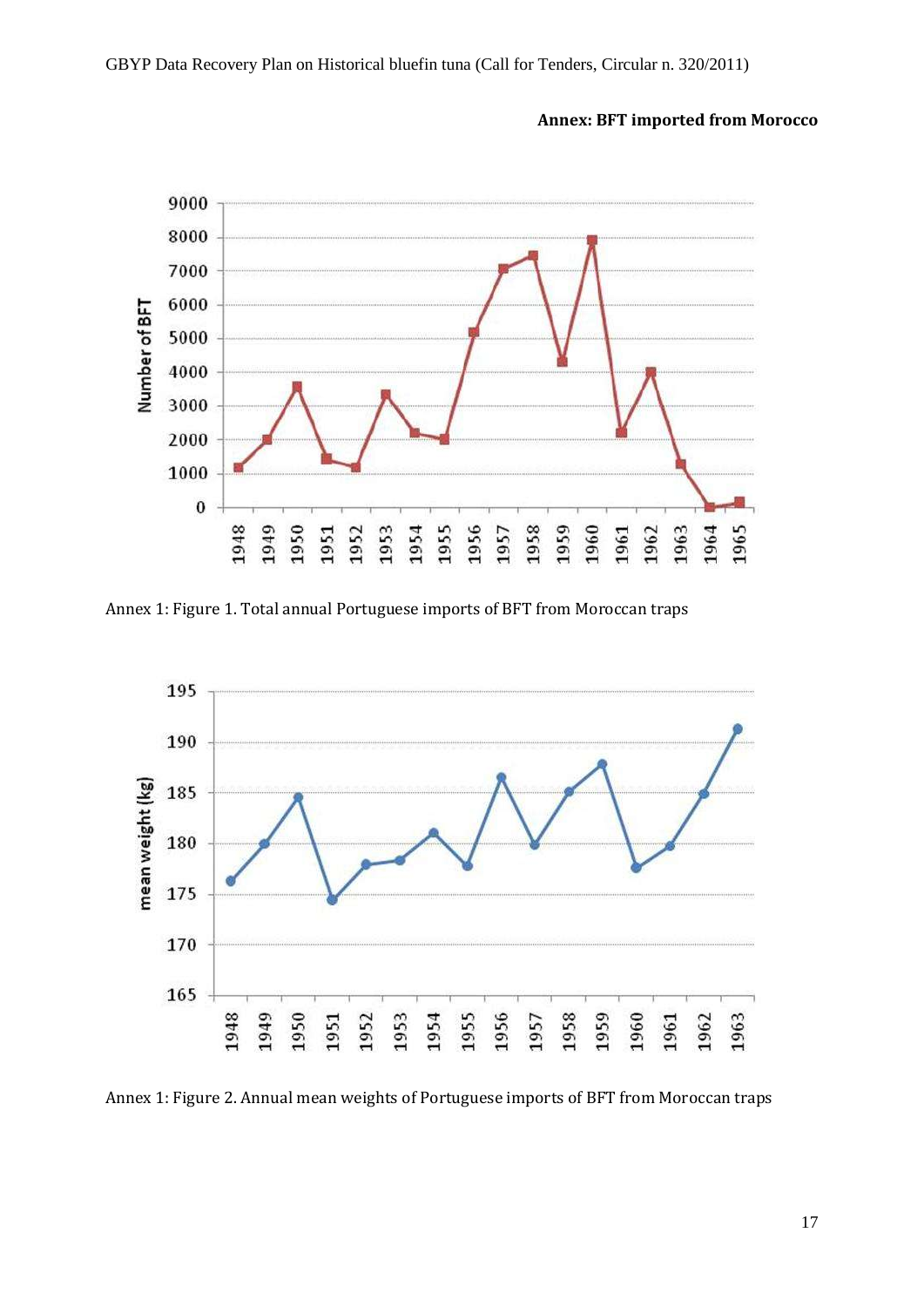**Annex: BFT imported from Morocco**

Number of BFT

9000
8000
7000
6000
5000
4000
3000
2000
1000
0

1948 1949 1950 1951 1952 1953 1954 1955 1956 1957 1958 1959 1960 1961 1962 1963 1964 1965

Annex 1: Figure 1. Total annual Portuguese imports of BFT from Moroccan traps

mean weight (kg)

195
190
185
180
175
170
165

1948 1949 1950 1951 1952 1953 1954 1955 1956 1957 1958 1959 1960 1961 1962 1963

Annex 1: Figure 2. Annual mean weights of Portuguese imports of BFT from Moroccan traps